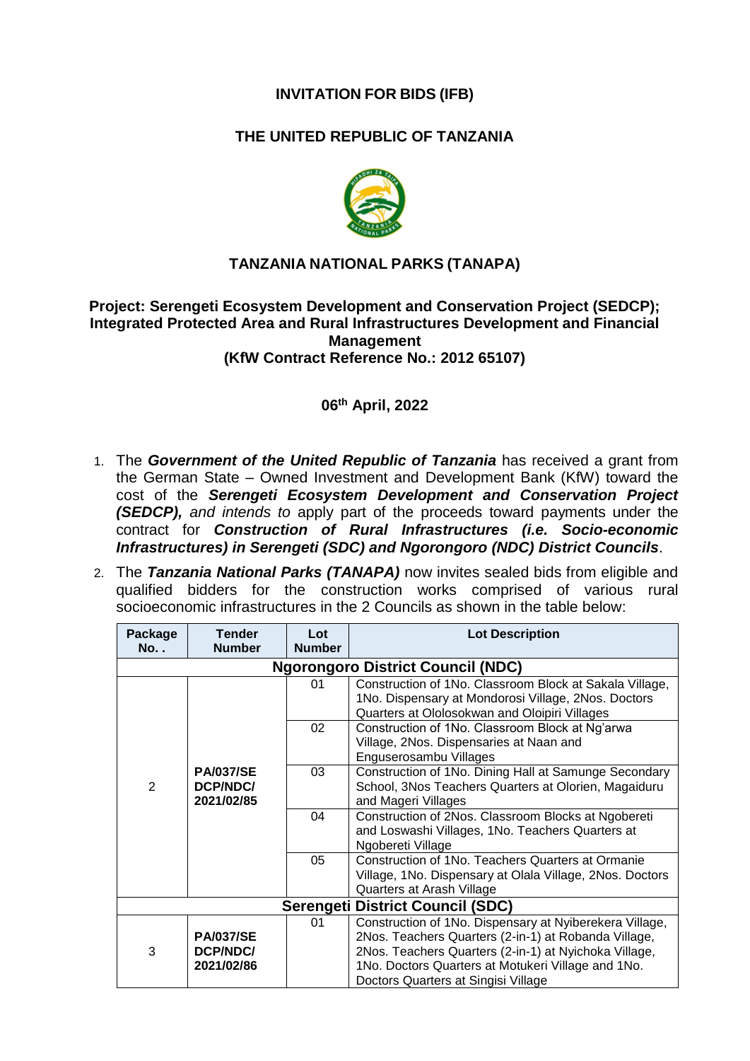# INVITATION FOR BIDS (IFB)

## THE UNITED REPUBLIC OF TANZANIA

## TANZANIA NATIONAL PARKS (TANAPA)

### Project: Serengeti Ecosystem Development and Conservation Project (SEDCP); Integrated Protected Area and Rural Infrastructures Development and Financial Management (KfW Contract Reference No.: 2012 65107)

**06th April, 2022**

1. The ***Government of the United Republic of Tanzania*** has received a grant from the German State – Owned Investment and Development Bank (KfW) toward the cost of the ***Serengeti Ecosystem Development and Conservation Project (SEDCP),*** *and intends to* apply part of the proceeds toward payments under the contract for ***Construction of Rural Infrastructures (i.e. Socio-economic Infrastructures) in Serengeti (SDC) and Ngorongoro (NDC) District Councils***.

2. The ***Tanzania National Parks (TANAPA)*** now invites sealed bids from eligible and qualified bidders for the construction works comprised of various rural socioeconomic infrastructures in the 2 Councils as shown in the table below:

| Package No. . | Tender Number | Lot Number | Lot Description |
|---|---|---|---|
| **Ngorongoro District Council (NDC)** | | | |
| 2 | **PA/037/SEDCP/NDC/2021/02/85** | 01 | Construction of 1No. Classroom Block at Sakala Village, 1No. Dispensary at Mondorosi Village, 2Nos. Doctors Quarters at Ololosokwan and Oloipiri Villages |
| | | 02 | Construction of 1No. Classroom Block at Ng'arwa Village, 2Nos. Dispensaries at Naan and Enguserosambu Villages |
| | | 03 | Construction of 1No. Dining Hall at Samunge Secondary School, 3Nos Teachers Quarters at Olorien, Magaiduru and Mageri Villages |
| | | 04 | Construction of 2Nos. Classroom Blocks at Ngobereti and Loswashi Villages, 1No. Teachers Quarters at Ngobereti Village |
| | | 05 | Construction of 1No. Teachers Quarters at Ormanie Village, 1No. Dispensary at Olala Village, 2Nos. Doctors Quarters at Arash Village |
| **Serengeti District Council (SDC)** | | | |
| 3 | **PA/037/SEDCP/NDC/2021/02/86** | 01 | Construction of 1No. Dispensary at Nyiberekera Village, 2Nos. Teachers Quarters (2-in-1) at Robanda Village, 2Nos. Teachers Quarters (2-in-1) at Nyichoka Village, 1No. Doctors Quarters at Motukeri Village and 1No. Doctors Quarters at Singisi Village |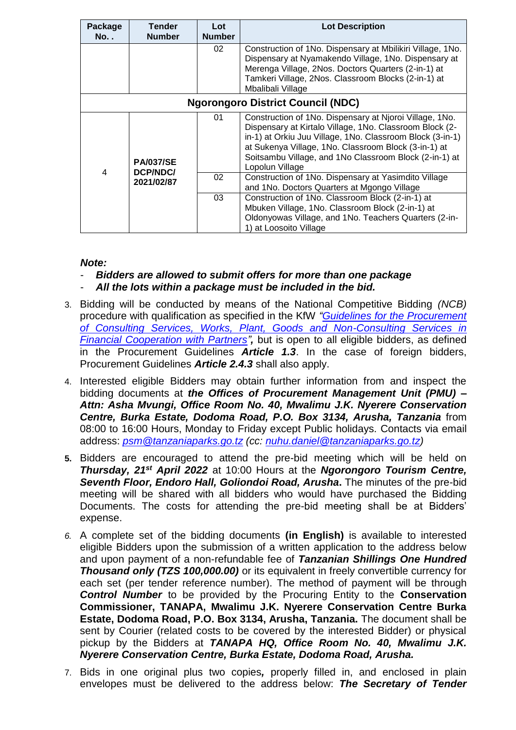| Package No. . | Tender Number | Lot Number | Lot Description |
|---|---|---|---|
| | | 02 | Construction of 1No. Dispensary at Mbilikiri Village, 1No. Dispensary at Nyamakendo Village, 1No. Dispensary at Merenga Village, 2Nos. Doctors Quarters (2-in-1) at Tamkeri Village, 2Nos. Classroom Blocks (2-in-1) at Mbalibali Village |
| **Ngorongoro District Council (NDC)** | | | |
| 4 | **PA/037/SE DCP/NDC/ 2021/02/87** | 01 | Construction of 1No. Dispensary at Njoroi Village, 1No. Dispensary at Kirtalo Village, 1No. Classroom Block (2-in-1) at Orkiu Juu Village, 1No. Classroom Block (3-in-1) at Sukenya Village, 1No. Classroom Block (3-in-1) at Soitsambu Village, and 1No Classroom Block (2-in-1) at Lopolun Village |
| | | 02 | Construction of 1No. Dispensary at Yasimdito Village and 1No. Doctors Quarters at Mgongo Village |
| | | 03 | Construction of 1No. Classroom Block (2-in-1) at Mbuken Village, 1No. Classroom Block (2-in-1) at Oldonyowas Village, and 1No. Teachers Quarters (2-in-1) at Loosoito Village |

***Note:***

- ***Bidders are allowed to submit offers for more than one package***
- ***All the lots within a package must be included in the bid.***

3. Bidding will be conducted by means of the National Competitive Bidding *(NCB)* procedure with qualification as specified in the KfW *"Guidelines for the Procurement of Consulting Services, Works, Plant, Goods and Non-Consulting Services in Financial Cooperation with Partners"**,*** but is open to all eligible bidders, as defined in the Procurement Guidelines ***Article 1.3***. In the case of foreign bidders, Procurement Guidelines ***Article 2.4.3*** shall also apply.

4. Interested eligible Bidders may obtain further information from and inspect the bidding documents at ***the Offices of Procurement Management Unit (PMU) – Attn: Asha Mvungi, Office Room No. 40, Mwalimu J.K. Nyerere Conservation Centre, Burka Estate, Dodoma Road, P.O. Box 3134, Arusha, Tanzania*** from 08:00 to 16:00 Hours, Monday to Friday except Public holidays. Contacts via email address: *psm@tanzaniaparks.go.tz (cc: nuhu.daniel@tanzaniaparks.go.tz)*

5. Bidders are encouraged to attend the pre-bid meeting which will be held on ***Thursday, 21st April 2022*** at 10:00 Hours at the ***Ngorongoro Tourism Centre, Seventh Floor, Endoro Hall, Goliondoi Road, Arusha*****.** The minutes of the pre-bid meeting will be shared with all bidders who would have purchased the Bidding Documents. The costs for attending the pre-bid meeting shall be at Bidders' expense.

6. A complete set of the bidding documents **(in English)** is available to interested eligible Bidders upon the submission of a written application to the address below and upon payment of a non-refundable fee of ***Tanzanian Shillings One Hundred Thousand only (TZS 100,000.00)*** or its equivalent in freely convertible currency for each set (per tender reference number). The method of payment will be through ***Control Number*** to be provided by the Procuring Entity to the **Conservation Commissioner, TANAPA, Mwalimu J.K. Nyerere Conservation Centre Burka Estate, Dodoma Road, P.O. Box 3134, Arusha, Tanzania.** The document shall be sent by Courier (related costs to be covered by the interested Bidder) or physical pickup by the Bidders at ***TANAPA HQ, Office Room No. 40, Mwalimu J.K. Nyerere Conservation Centre, Burka Estate, Dodoma Road, Arusha.***

7. Bids in one original plus two copies***,*** properly filled in, and enclosed in plain envelopes must be delivered to the address below: ***The Secretary of Tender***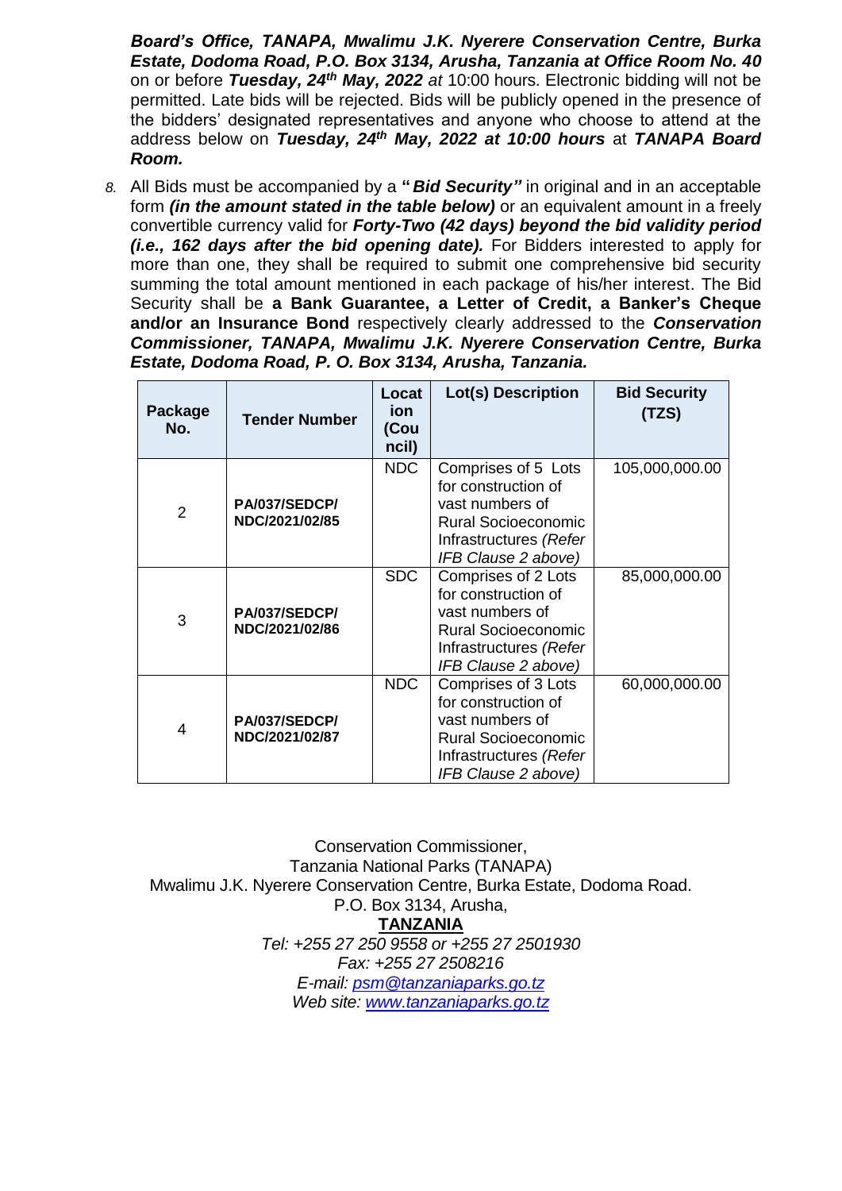***Board's Office, TANAPA, Mwalimu J.K. Nyerere Conservation Centre, Burka Estate, Dodoma Road, P.O. Box 3134, Arusha, Tanzania at Office Room No. 40*** on or before ***Tuesday, 24th May, 2022*** *at* 10:00 hours. Electronic bidding will not be permitted. Late bids will be rejected. Bids will be publicly opened in the presence of the bidders' designated representatives and anyone who choose to attend at the address below on ***Tuesday, 24th May, 2022 at 10:00 hours*** at ***TANAPA Board Room.***

8. All Bids must be accompanied by a **"*Bid Security"*** in original and in an acceptable form ***(in the amount stated in the table below)*** or an equivalent amount in a freely convertible currency valid for ***Forty-Two (42 days) beyond the bid validity period (i.e., 162 days after the bid opening date).*** For Bidders interested to apply for more than one, they shall be required to submit one comprehensive bid security summing the total amount mentioned in each package of his/her interest. The Bid Security shall be **a Bank Guarantee, a Letter of Credit, a Banker's Cheque and/or an Insurance Bond** respectively clearly addressed to the ***Conservation Commissioner, TANAPA, Mwalimu J.K. Nyerere Conservation Centre, Burka Estate, Dodoma Road, P. O. Box 3134, Arusha, Tanzania.***

| Package No. | Tender Number | Location (Council) | Lot(s) Description | Bid Security (TZS) |
|---|---|---|---|---|
| 2 | **PA/037/SEDCP/ NDC/2021/02/85** | NDC | Comprises of 5 Lots for construction of vast numbers of Rural Socioeconomic Infrastructures *(Refer IFB Clause 2 above)* | 105,000,000.00 |
| 3 | **PA/037/SEDCP/ NDC/2021/02/86** | SDC | Comprises of 2 Lots for construction of vast numbers of Rural Socioeconomic Infrastructures *(Refer IFB Clause 2 above)* | 85,000,000.00 |
| 4 | **PA/037/SEDCP/ NDC/2021/02/87** | NDC | Comprises of 3 Lots for construction of vast numbers of Rural Socioeconomic Infrastructures *(Refer IFB Clause 2 above)* | 60,000,000.00 |

Conservation Commissioner,
Tanzania National Parks (TANAPA)
Mwalimu J.K. Nyerere Conservation Centre, Burka Estate, Dodoma Road.
P.O. Box 3134, Arusha,
**TANZANIA**
*Tel: +255 27 250 9558 or +255 27 2501930*
*Fax: +255 27 2508216*
*E-mail: psm@tanzaniaparks.go.tz*
*Web site: www.tanzaniaparks.go.tz*